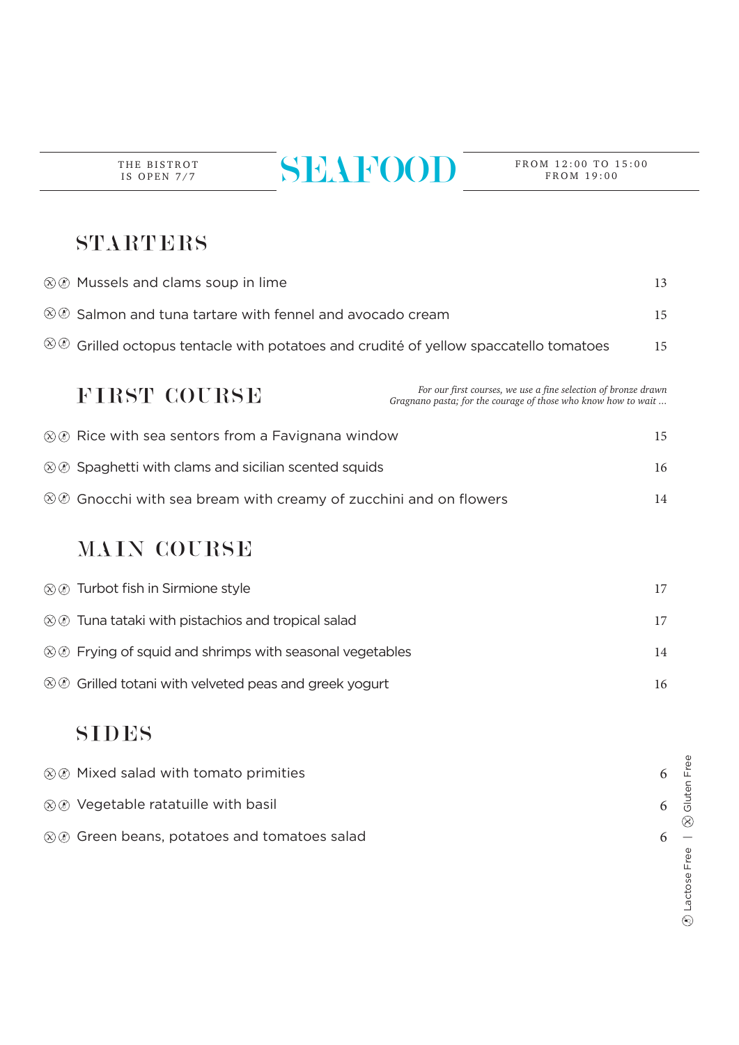THE BISTROT IS OPEN 7/7

# SEAFOOD

FROM 12:00 TO 15:00
FROM 19:00

## STARTERS

| Dish | Price |
| --- | --- |
| ⊗ ⓛ Mussels and clams soup in lime | 13 |
| ⊗ ⓛ Salmon and tuna tartare with fennel and avocado cream | 15 |
| ⊗ ⓛ Grilled octopus tentacle with potatoes and crudité of yellow spaccatello tomatoes | 15 |

## FIRST COURSE

*For our first courses, we use a fine selection of bronze drawn Gragnano pasta; for the courage of those who know how to wait ...*

| Dish | Price |
| --- | --- |
| ⊗ ⓛ Rice with sea sentors from a Favignana window | 15 |
| ⊗ ⓛ Spaghetti with clams and sicilian scented squids | 16 |
| ⊗ ⓛ Gnocchi with sea bream with creamy of zucchini and on flowers | 14 |

## MAIN COURSE

| Dish | Price |
| --- | --- |
| ⊗ ⓛ Turbot fish in Sirmione style | 17 |
| ⊗ ⓛ Tuna tataki with pistachios and tropical salad | 17 |
| ⊗ ⓛ Frying of squid and shrimps with seasonal vegetables | 14 |
| ⊗ ⓛ Grilled totani with velveted peas and greek yogurt | 16 |

## SIDES

| Dish | Price |
| --- | --- |
| ⊗ ⓛ Mixed salad with tomato primities | 6 |
| ⊗ ⓛ Vegetable ratatuille with basil | 6 |
| ⊗ ⓛ Green beans, potatoes and tomatoes salad | 6 |

ⓛ Lactose Free | ⊗ Gluten Free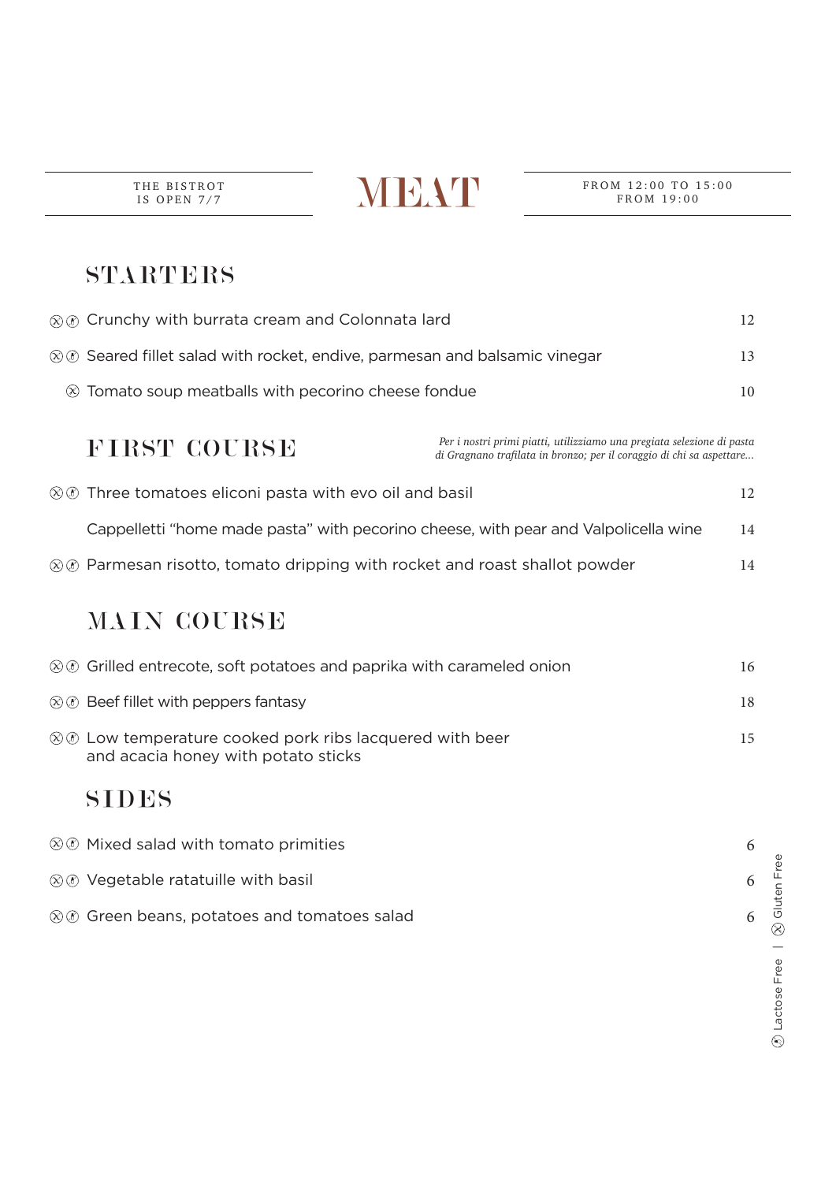THE BISTROT
IS OPEN 7/7

# MEAT

FROM 12:00 TO 15:00
FROM 19:00

## STARTERS

| | | |
|---|---|---|
| ⊗ ⓛ | Crunchy with burrata cream and Colonnata lard | 12 |
| ⊗ ⓛ | Seared fillet salad with rocket, endive, parmesan and balsamic vinegar | 13 |
| ⊗ | Tomato soup meatballs with pecorino cheese fondue | 10 |

## FIRST COURSE

*Per i nostri primi piatti, utilizziamo una pregiata selezione di pasta di Gragnano trafilata in bronzo; per il coraggio di chi sa aspettare...*

| | | |
|---|---|---|
| ⊗ ⓛ | Three tomatoes eliconi pasta with evo oil and basil | 12 |
| | Cappelletti "home made pasta" with pecorino cheese, with pear and Valpolicella wine | 14 |
| ⊗ ⓛ | Parmesan risotto, tomato dripping with rocket and roast shallot powder | 14 |

## MAIN COURSE

| | | |
|---|---|---|
| ⊗ ⓛ | Grilled entrecote, soft potatoes and paprika with carameled onion | 16 |
| ⊗ ⓛ | Beef fillet with peppers fantasy | 18 |
| ⊗ ⓛ | Low temperature cooked pork ribs lacquered with beer and acacia honey with potato sticks | 15 |

## SIDES

| | | |
|---|---|---|
| ⊗ ⓛ | Mixed salad with tomato primitives | 6 |
| ⊗ ⓛ | Vegetable ratatuille with basil | 6 |
| ⊗ ⓛ | Green beans, potatoes and tomatoes salad | 6 |

ⓛ Lactose Free | ⊗ Gluten Free